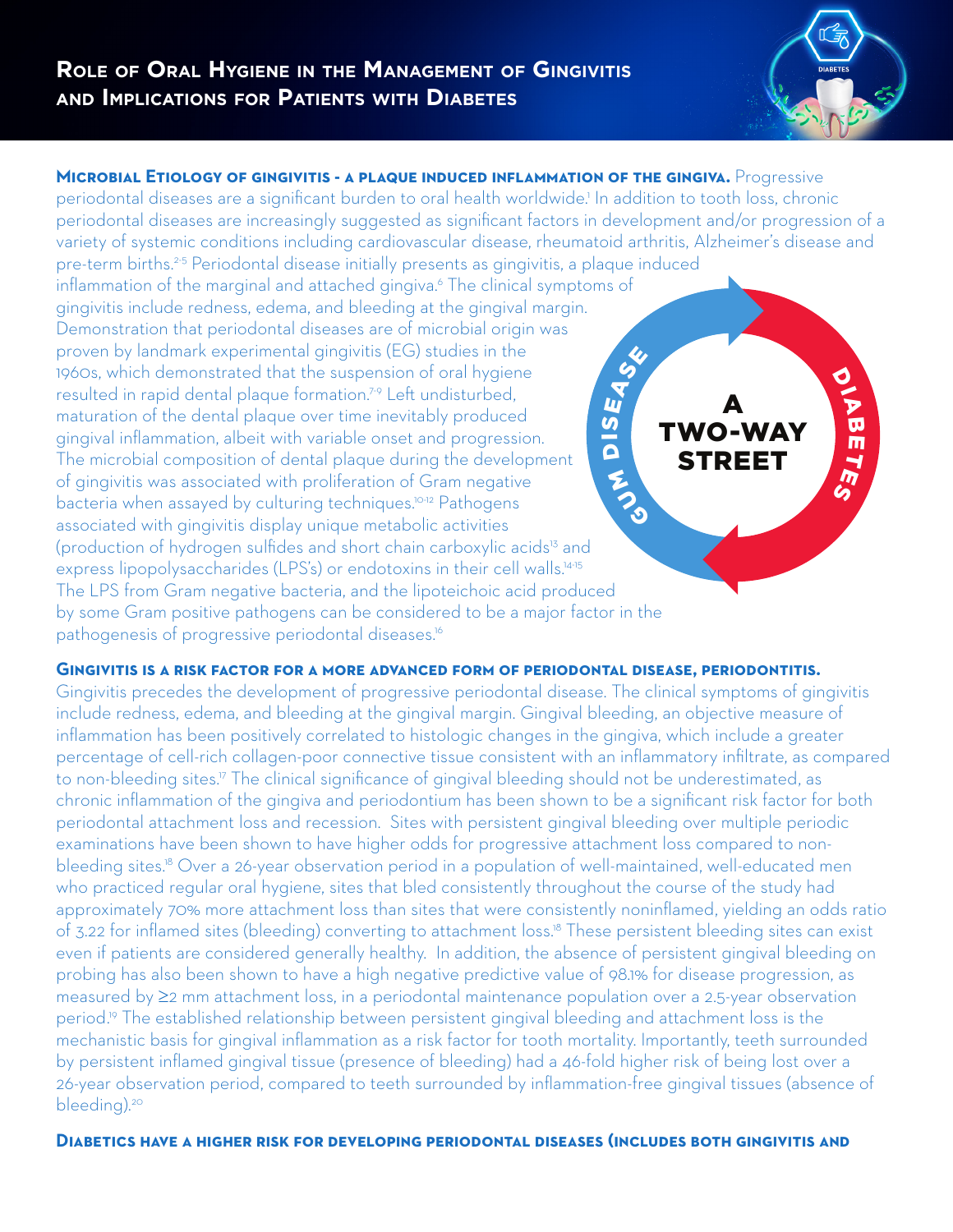# Role of Oral Hygiene in the Management of Gingivitis and Implications for Patients with Diabetes

**Microbial Etiology of gingivitis - a plaque induced inflammation of the gingiva.** Progressive periodontal diseases are a significant burden to oral health worldwide.[1] In addition to tooth loss, chronic periodontal diseases are increasingly suggested as significant factors in development and/or progression of a variety of systemic conditions including cardiovascular disease, rheumatoid arthritis, Alzheimer's disease and pre-term births.[2-5] Periodontal disease initially presents as gingivitis, a plaque induced inflammation of the marginal and attached gingiva.[6] The clinical symptoms of gingivitis include redness, edema, and bleeding at the gingival margin. Demonstration that periodontal diseases are of microbial origin was proven by landmark experimental gingivitis (EG) studies in the 1960s, which demonstrated that the suspension of oral hygiene resulted in rapid dental plaque formation.[7-9] Left undisturbed, maturation of the dental plaque over time inevitably produced gingival inflammation, albeit with variable onset and progression. The microbial composition of dental plaque during the development of gingivitis was associated with proliferation of Gram negative bacteria when assayed by culturing techniques.[10-12] Pathogens associated with gingivitis display unique metabolic activities (production of hydrogen sulfides and short chain carboxylic acids[13] and express lipopolysaccharides (LPS's) or endotoxins in their cell walls.[14-15] The LPS from Gram negative bacteria, and the lipoteichoic acid produced by some Gram positive pathogens can be considered to be a major factor in the pathogenesis of progressive periodontal diseases.[16]

GUM DISEASE — A TWO-WAY STREET — DIABETES

**Gingivitis is a risk factor for a more advanced form of periodontal disease, periodontitis.** Gingivitis precedes the development of progressive periodontal disease. The clinical symptoms of gingivitis include redness, edema, and bleeding at the gingival margin. Gingival bleeding, an objective measure of inflammation has been positively correlated to histologic changes in the gingiva, which include a greater percentage of cell-rich collagen-poor connective tissue consistent with an inflammatory infiltrate, as compared to non-bleeding sites.[17] The clinical significance of gingival bleeding should not be underestimated, as chronic inflammation of the gingiva and periodontium has been shown to be a significant risk factor for both periodontal attachment loss and recession. Sites with persistent gingival bleeding over multiple periodic examinations have been shown to have higher odds for progressive attachment loss compared to non-bleeding sites.[18] Over a 26-year observation period in a population of well-maintained, well-educated men who practiced regular oral hygiene, sites that bled consistently throughout the course of the study had approximately 70% more attachment loss than sites that were consistently noninflamed, yielding an odds ratio of 3.22 for inflamed sites (bleeding) converting to attachment loss.[18] These persistent bleeding sites can exist even if patients are considered generally healthy. In addition, the absence of persistent gingival bleeding on probing has also been shown to have a high negative predictive value of 98.1% for disease progression, as measured by ≥2 mm attachment loss, in a periodontal maintenance population over a 2.5-year observation period.[19] The established relationship between persistent gingival bleeding and attachment loss is the mechanistic basis for gingival inflammation as a risk factor for tooth mortality. Importantly, teeth surrounded by persistent inflamed gingival tissue (presence of bleeding) had a 46-fold higher risk of being lost over a 26-year observation period, compared to teeth surrounded by inflammation-free gingival tissues (absence of bleeding).[20]

**Diabetics have a higher risk for developing periodontal diseases (includes both gingivitis and**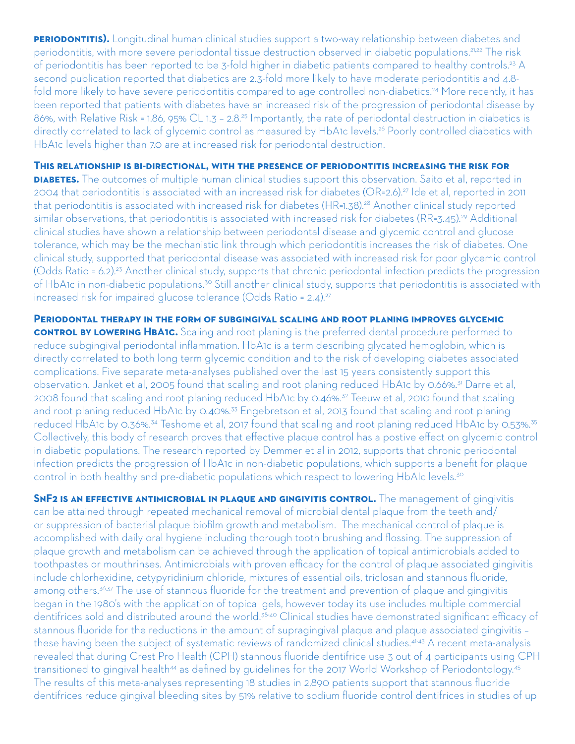**periodontitis).** Longitudinal human clinical studies support a two-way relationship between diabetes and periodontitis, with more severe periodontal tissue destruction observed in diabetic populations.[21,22] The risk of periodontitis has been reported to be 3-fold higher in diabetic patients compared to healthy controls.[23] A second publication reported that diabetics are 2.3-fold more likely to have moderate periodontitis and 4.8-fold more likely to have severe periodontitis compared to age controlled non-diabetics.[24] More recently, it has been reported that patients with diabetes have an increased risk of the progression of periodontal disease by 86%, with Relative Risk = 1.86, 95% CL 1.3 – 2.8.[25] Importantly, the rate of periodontal destruction in diabetics is directly correlated to lack of glycemic control as measured by HbA1c levels.[26] Poorly controlled diabetics with HbA1c levels higher than 7.0 are at increased risk for periodontal destruction.

**This relationship is bi-directional, with the presence of periodontitis increasing the risk for diabetes.** The outcomes of multiple human clinical studies support this observation. Saito et al, reported in 2004 that periodontitis is associated with an increased risk for diabetes (OR=2.6).[27] Ide et al, reported in 2011 that periodontitis is associated with increased risk for diabetes (HR=1.38).[28] Another clinical study reported similar observations, that periodontitis is associated with increased risk for diabetes (RR=3.45).[29] Additional clinical studies have shown a relationship between periodontal disease and glycemic control and glucose tolerance, which may be the mechanistic link through which periodontitis increases the risk of diabetes. One clinical study, supported that periodontal disease was associated with increased risk for poor glycemic control (Odds Ratio = 6.2).[23] Another clinical study, supports that chronic periodontal infection predicts the progression of HbA1c in non-diabetic populations.[30] Still another clinical study, supports that periodontitis is associated with increased risk for impaired glucose tolerance (Odds Ratio = 2.4).[27]

**Periodontal therapy in the form of subgingival scaling and root planing improves glycemic control by lowering HbA1c.** Scaling and root planing is the preferred dental procedure performed to reduce subgingival periodontal inflammation. HbA1c is a term describing glycated hemoglobin, which is directly correlated to both long term glycemic condition and to the risk of developing diabetes associated complications. Five separate meta-analyses published over the last 15 years consistently support this observation. Janket et al, 2005 found that scaling and root planing reduced HbA1c by 0.66%.[31] Darre et al, 2008 found that scaling and root planing reduced HbA1c by 0.46%.[32] Teeuw et al, 2010 found that scaling and root planing reduced HbA1c by 0.40%.[33] Engebretson et al, 2013 found that scaling and root planing reduced HbA1c by 0.36%.[34] Teshome et al, 2017 found that scaling and root planing reduced HbA1c by 0.53%.[35] Collectively, this body of research proves that effective plaque control has a postive effect on glycemic control in diabetic populations. The research reported by Demmer et al in 2012, supports that chronic periodontal infection predicts the progression of HbA1c in non-diabetic populations, which supports a benefit for plaque control in both healthy and pre-diabetic populations which respect to lowering HbAIc levels.[30]

**$SnF_2$ is an effective antimicrobial in plaque and gingivitis control.** The management of gingivitis can be attained through repeated mechanical removal of microbial dental plaque from the teeth and/or suppression of bacterial plaque biofilm growth and metabolism. The mechanical control of plaque is accomplished with daily oral hygiene including thorough tooth brushing and flossing. The suppression of plaque growth and metabolism can be achieved through the application of topical antimicrobials added to toothpastes or mouthrinses. Antimicrobials with proven efficacy for the control of plaque associated gingivitis include chlorhexidine, cetypyridinium chloride, mixtures of essential oils, triclosan and stannous fluoride, among others.[36,37] The use of stannous fluoride for the treatment and prevention of plaque and gingivitis began in the 1980's with the application of topical gels, however today its use includes multiple commercial dentifrices sold and distributed around the world.[38-40] Clinical studies have demonstrated significant efficacy of stannous fluoride for the reductions in the amount of supragingival plaque and plaque associated gingivitis – these having been the subject of systematic reviews of randomized clinical studies.[41-43] A recent meta-analysis revealed that during Crest Pro Health (CPH) stannous fluoride dentifrice use 3 out of 4 participants using CPH transitioned to gingival health[44] as defined by guidelines for the 2017 World Workshop of Periodontology.[45] The results of this meta-analyses representing 18 studies in 2,890 patients support that stannous fluoride dentifrices reduce gingival bleeding sites by 51% relative to sodium fluoride control dentifrices in studies of up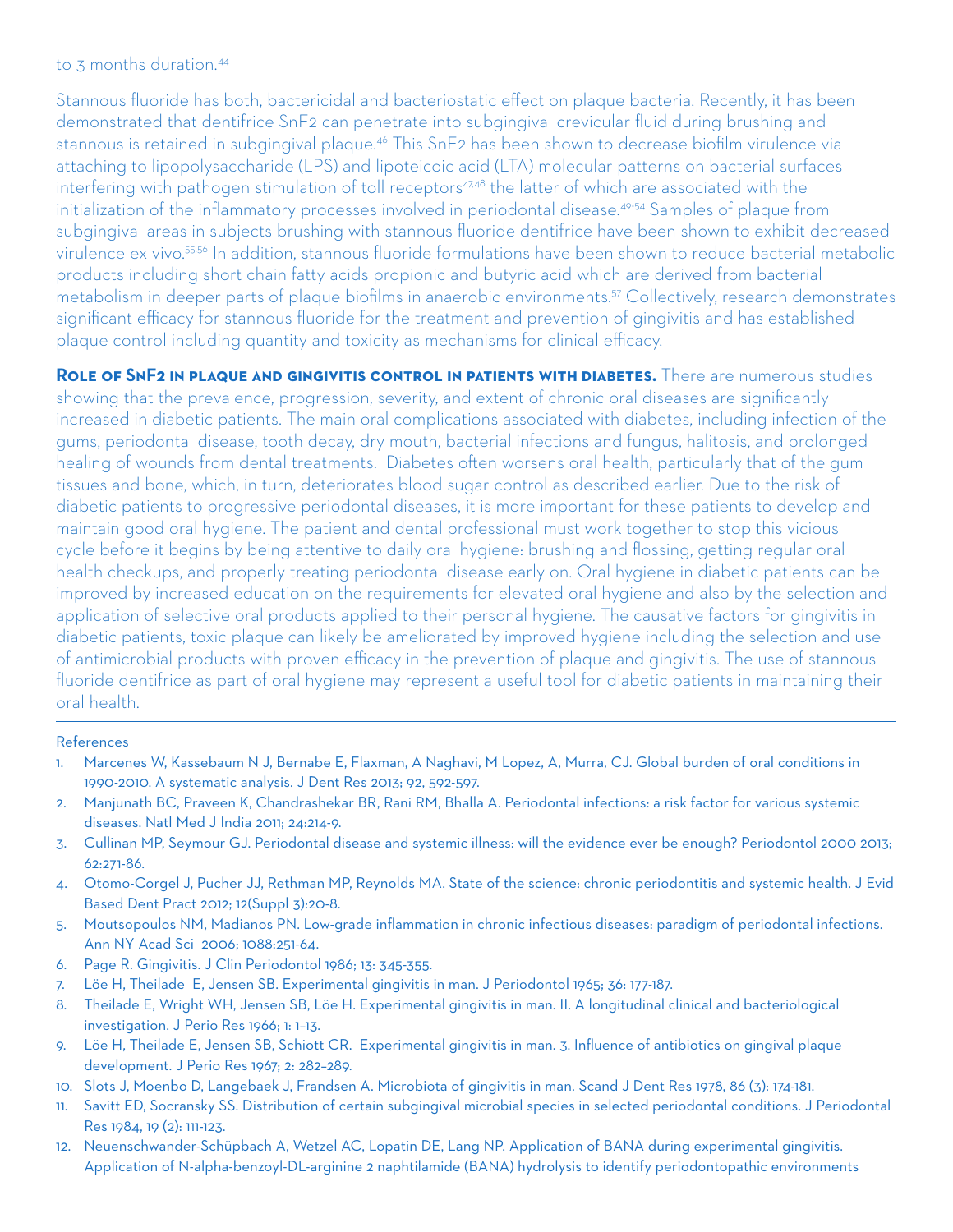to 3 months duration.[44]

Stannous fluoride has both, bactericidal and bacteriostatic effect on plaque bacteria. Recently, it has been demonstrated that dentifrice $SnF_2$ can penetrate into subgingival crevicular fluid during brushing and stannous is retained in subgingival plaque.[46] This $SnF_2$ has been shown to decrease biofilm virulence via attaching to lipopolysaccharide (LPS) and lipoteicoic acid (LTA) molecular patterns on bacterial surfaces interfering with pathogen stimulation of toll receptors[47,48] the latter of which are associated with the initialization of the inflammatory processes involved in periodontal disease.[49-54] Samples of plaque from subgingival areas in subjects brushing with stannous fluoride dentifrice have been shown to exhibit decreased virulence ex vivo.[55,56] In addition, stannous fluoride formulations have been shown to reduce bacterial metabolic products including short chain fatty acids propionic and butyric acid which are derived from bacterial metabolism in deeper parts of plaque biofilms in anaerobic environments.[57] Collectively, research demonstrates significant efficacy for stannous fluoride for the treatment and prevention of gingivitis and has established plaque control including quantity and toxicity as mechanisms for clinical efficacy.

**Role of $SnF_2$ in plaque and gingivitis control in patients with diabetes.** There are numerous studies showing that the prevalence, progression, severity, and extent of chronic oral diseases are significantly increased in diabetic patients. The main oral complications associated with diabetes, including infection of the gums, periodontal disease, tooth decay, dry mouth, bacterial infections and fungus, halitosis, and prolonged healing of wounds from dental treatments. Diabetes often worsens oral health, particularly that of the gum tissues and bone, which, in turn, deteriorates blood sugar control as described earlier. Due to the risk of diabetic patients to progressive periodontal diseases, it is more important for these patients to develop and maintain good oral hygiene. The patient and dental professional must work together to stop this vicious cycle before it begins by being attentive to daily oral hygiene: brushing and flossing, getting regular oral health checkups, and properly treating periodontal disease early on. Oral hygiene in diabetic patients can be improved by increased education on the requirements for elevated oral hygiene and also by the selection and application of selective oral products applied to their personal hygiene. The causative factors for gingivitis in diabetic patients, toxic plaque can likely be ameliorated by improved hygiene including the selection and use of antimicrobial products with proven efficacy in the prevention of plaque and gingivitis. The use of stannous fluoride dentifrice as part of oral hygiene may represent a useful tool for diabetic patients in maintaining their oral health.

References

1. Marcenes W, Kassebaum N J, Bernabe E, Flaxman, A Naghavi, M Lopez, A, Murra, CJ. Global burden of oral conditions in 1990-2010. A systematic analysis. J Dent Res 2013; 92, 592-597.
2. Manjunath BC, Praveen K, Chandrashekar BR, Rani RM, Bhalla A. Periodontal infections: a risk factor for various systemic diseases. Natl Med J India 2011; 24:214-9.
3. Cullinan MP, Seymour GJ. Periodontal disease and systemic illness: will the evidence ever be enough? Periodontol 2000 2013; 62:271-86.
4. Otomo-Corgel J, Pucher JJ, Rethman MP, Reynolds MA. State of the science: chronic periodontitis and systemic health. J Evid Based Dent Pract 2012; 12(Suppl 3):20-8.
5. Moutsopoulos NM, Madianos PN. Low-grade inflammation in chronic infectious diseases: paradigm of periodontal infections. Ann NY Acad Sci 2006; 1088:251-64.
6. Page R. Gingivitis. J Clin Periodontol 1986; 13: 345-355.
7. Löe H, Theilade E, Jensen SB. Experimental gingivitis in man. J Periodontol 1965; 36: 177-187.
8. Theilade E, Wright WH, Jensen SB, Löe H. Experimental gingivitis in man. II. A longitudinal clinical and bacteriological investigation. J Perio Res 1966; 1: 1–13.
9. Löe H, Theilade E, Jensen SB, Schiott CR. Experimental gingivitis in man. 3. Influence of antibiotics on gingival plaque development. J Perio Res 1967; 2: 282–289.
10. Slots J, Moenbo D, Langebaek J, Frandsen A. Microbiota of gingivitis in man. Scand J Dent Res 1978, 86 (3): 174-181.
11. Savitt ED, Socransky SS. Distribution of certain subgingival microbial species in selected periodontal conditions. J Periodontal Res 1984, 19 (2): 111-123.
12. Neuenschwander-Schüpbach A, Wetzel AC, Lopatin DE, Lang NP. Application of BANA during experimental gingivitis. Application of N-alpha-benzoyl-DL-arginine 2 naphtilamide (BANA) hydrolysis to identify periodontopathic environments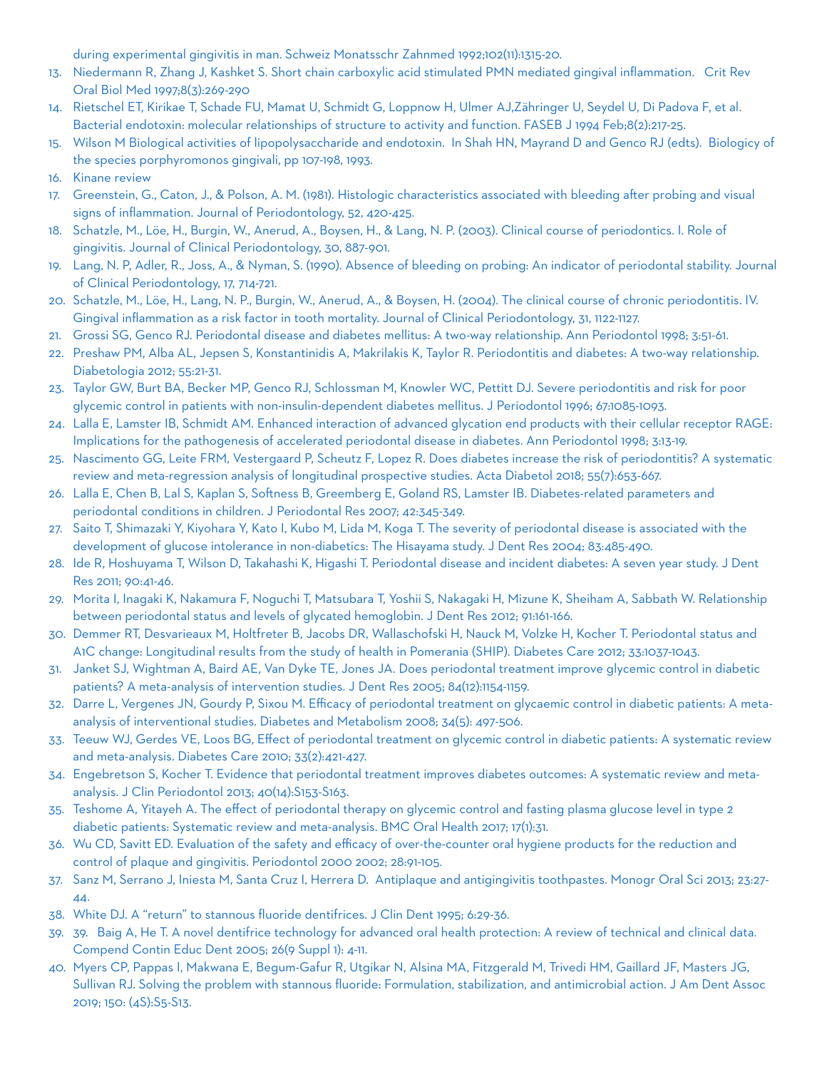during experimental gingivitis in man. Schweiz Monatsschr Zahnmed 1992;102(11):1315-20.

13. Niedermann R, Zhang J, Kashket S. Short chain carboxylic acid stimulated PMN mediated gingival inflammation. Crit Rev Oral Biol Med 1997;8(3):269-290
14. Rietschel ET, Kirikae T, Schade FU, Mamat U, Schmidt G, Loppnow H, Ulmer AJ,Zähringer U, Seydel U, Di Padova F, et al. Bacterial endotoxin: molecular relationships of structure to activity and function. FASEB J 1994 Feb;8(2):217-25.
15. Wilson M Biological activities of lipopolysaccharide and endotoxin. In Shah HN, Mayrand D and Genco RJ (edts). Biologicy of the species porphyromonos gingivali, pp 107-198, 1993.
16. Kinane review
17. Greenstein, G., Caton, J., & Polson, A. M. (1981). Histologic characteristics associated with bleeding after probing and visual signs of inflammation. Journal of Periodontology, 52, 420-425.
18. Schatzle, M., Löe, H., Burgin, W., Anerud, A., Boysen, H., & Lang, N. P. (2003). Clinical course of periodontics. I. Role of gingivitis. Journal of Clinical Periodontology, 30, 887-901.
19. Lang, N. P, Adler, R., Joss, A., & Nyman, S. (1990). Absence of bleeding on probing: An indicator of periodontal stability. Journal of Clinical Periodontology, 17, 714-721.
20. Schatzle, M., Löe, H., Lang, N. P., Burgin, W., Anerud, A., & Boysen, H. (2004). The clinical course of chronic periodontitis. IV. Gingival inflammation as a risk factor in tooth mortality. Journal of Clinical Periodontology, 31, 1122-1127.
21. Grossi SG, Genco RJ. Periodontal disease and diabetes mellitus: A two-way relationship. Ann Periodontol 1998; 3:51-61.
22. Preshaw PM, Alba AL, Jepsen S, Konstantinidis A, Makrilakis K, Taylor R. Periodontitis and diabetes: A two-way relationship. Diabetologia 2012; 55:21-31.
23. Taylor GW, Burt BA, Becker MP, Genco RJ, Schlossman M, Knowler WC, Pettitt DJ. Severe periodontitis and risk for poor glycemic control in patients with non-insulin-dependent diabetes mellitus. J Periodontol 1996; 67:1085-1093.
24. Lalla E, Lamster IB, Schmidt AM. Enhanced interaction of advanced glycation end products with their cellular receptor RAGE: Implications for the pathogenesis of accelerated periodontal disease in diabetes. Ann Periodontol 1998; 3:13-19.
25. Nascimento GG, Leite FRM, Vestergaard P, Scheutz F, Lopez R. Does diabetes increase the risk of periodontitis? A systematic review and meta-regression analysis of longitudinal prospective studies. Acta Diabetol 2018; 55(7):653-667.
26. Lalla E, Chen B, Lal S, Kaplan S, Softness B, Greemberg E, Goland RS, Lamster IB. Diabetes-related parameters and periodontal conditions in children. J Periodontal Res 2007; 42:345-349.
27. Saito T, Shimazaki Y, Kiyohara Y, Kato I, Kubo M, Lida M, Koga T. The severity of periodontal disease is associated with the development of glucose intolerance in non-diabetics: The Hisayama study. J Dent Res 2004; 83:485-490.
28. Ide R, Hoshuyama T, Wilson D, Takahashi K, Higashi T. Periodontal disease and incident diabetes: A seven year study. J Dent Res 2011; 90:41-46.
29. Morita I, Inagaki K, Nakamura F, Noguchi T, Matsubara T, Yoshii S, Nakagaki H, Mizune K, Sheiham A, Sabbath W. Relationship between periodontal status and levels of glycated hemoglobin. J Dent Res 2012; 91:161-166.
30. Demmer RT, Desvarieaux M, Holtfreter B, Jacobs DR, Wallaschofski H, Nauck M, Volzke H, Kocher T. Periodontal status and A1C change: Longitudinal results from the study of health in Pomerania (SHIP). Diabetes Care 2012; 33:1037-1043.
31. Janket SJ, Wightman A, Baird AE, Van Dyke TE, Jones JA. Does periodontal treatment improve glycemic control in diabetic patients? A meta-analysis of intervention studies. J Dent Res 2005; 84(12):1154-1159.
32. Darre L, Vergenes JN, Gourdy P, Sixou M. Efficacy of periodontal treatment on glycaemic control in diabetic patients: A meta-analysis of interventional studies. Diabetes and Metabolism 2008; 34(5): 497-506.
33. Teeuw WJ, Gerdes VE, Loos BG, Effect of periodontal treatment on glycemic control in diabetic patients: A systematic review and meta-analysis. Diabetes Care 2010; 33(2):421-427.
34. Engebretson S, Kocher T. Evidence that periodontal treatment improves diabetes outcomes: A systematic review and meta-analysis. J Clin Periodontol 2013; 40(14):S153-S163.
35. Teshome A, Yitayeh A. The effect of periodontal therapy on glycemic control and fasting plasma glucose level in type 2 diabetic patients: Systematic review and meta-analysis. BMC Oral Health 2017; 17(1):31.
36. Wu CD, Savitt ED. Evaluation of the safety and efficacy of over-the-counter oral hygiene products for the reduction and control of plaque and gingivitis. Periodontol 2000 2002; 28:91-105.
37. Sanz M, Serrano J, Iniesta M, Santa Cruz I, Herrera D. Antiplaque and antigingivitis toothpastes. Monogr Oral Sci 2013; 23:27-44.
38. White DJ. A "return" to stannous fluoride dentifrices. J Clin Dent 1995; 6:29-36.
39. 39. Baig A, He T. A novel dentifrice technology for advanced oral health protection: A review of technical and clinical data. Compend Contin Educ Dent 2005; 26(9 Suppl 1): 4-11.
40. Myers CP, Pappas I, Makwana E, Begum-Gafur R, Utgikar N, Alsina MA, Fitzgerald M, Trivedi HM, Gaillard JF, Masters JG, Sullivan RJ. Solving the problem with stannous fluoride: Formulation, stabilization, and antimicrobial action. J Am Dent Assoc 2019; 150: (4S):S5-S13.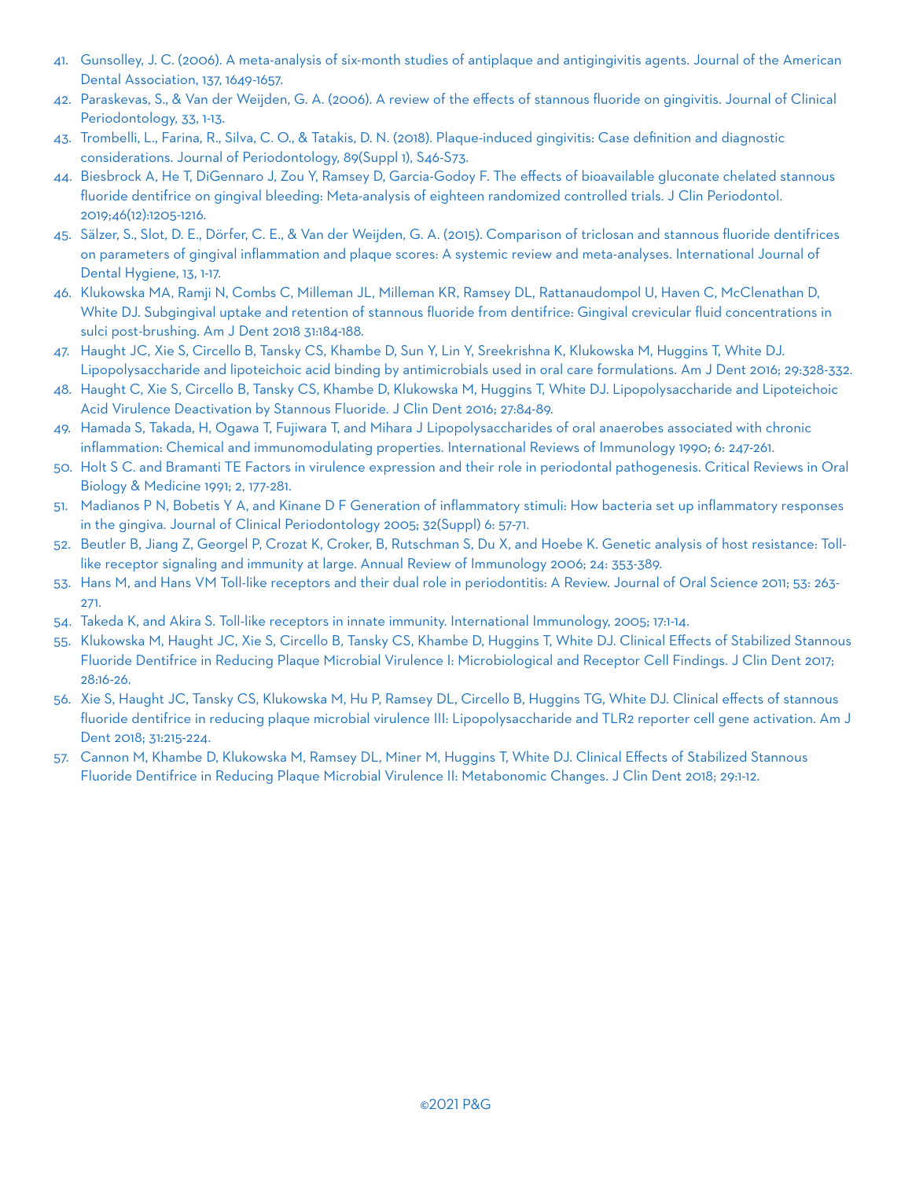41. Gunsolley, J. C. (2006). A meta-analysis of six-month studies of antiplaque and antigingivitis agents. Journal of the American Dental Association, 137, 1649-1657.
42. Paraskevas, S., & Van der Weijden, G. A. (2006). A review of the effects of stannous fluoride on gingivitis. Journal of Clinical Periodontology, 33, 1-13.
43. Trombelli, L., Farina, R., Silva, C. O., & Tatakis, D. N. (2018). Plaque-induced gingivitis: Case definition and diagnostic considerations. Journal of Periodontology, 89(Suppl 1), S46-S73.
44. Biesbrock A, He T, DiGennaro J, Zou Y, Ramsey D, Garcia-Godoy F. The effects of bioavailable gluconate chelated stannous fluoride dentifrice on gingival bleeding: Meta-analysis of eighteen randomized controlled trials. J Clin Periodontol. 2019;46(12):1205-1216.
45. Sälzer, S., Slot, D. E., Dörfer, C. E., & Van der Weijden, G. A. (2015). Comparison of triclosan and stannous fluoride dentifrices on parameters of gingival inflammation and plaque scores: A systemic review and meta-analyses. International Journal of Dental Hygiene, 13, 1-17.
46. Klukowska MA, Ramji N, Combs C, Milleman JL, Milleman KR, Ramsey DL, Rattanaudompol U, Haven C, McClenathan D, White DJ. Subgingival uptake and retention of stannous fluoride from dentifrice: Gingival crevicular fluid concentrations in sulci post-brushing. Am J Dent 2018 31:184-188.
47. Haught JC, Xie S, Circello B, Tansky CS, Khambe D, Sun Y, Lin Y, Sreekrishna K, Klukowska M, Huggins T, White DJ. Lipopolysaccharide and lipoteichoic acid binding by antimicrobials used in oral care formulations. Am J Dent 2016; 29:328-332.
48. Haught C, Xie S, Circello B, Tansky CS, Khambe D, Klukowska M, Huggins T, White DJ. Lipopolysaccharide and Lipoteichoic Acid Virulence Deactivation by Stannous Fluoride. J Clin Dent 2016; 27:84-89.
49. Hamada S, Takada, H, Ogawa T, Fujiwara T, and Mihara J Lipopolysaccharides of oral anaerobes associated with chronic inflammation: Chemical and immunomodulating properties. International Reviews of Immunology 1990; 6: 247-261.
50. Holt S C. and Bramanti TE Factors in virulence expression and their role in periodontal pathogenesis. Critical Reviews in Oral Biology & Medicine 1991; 2, 177-281.
51. Madianos P N, Bobetis Y A, and Kinane D F Generation of inflammatory stimuli: How bacteria set up inflammatory responses in the gingiva. Journal of Clinical Periodontology 2005; 32(Suppl) 6: 57-71.
52. Beutler B, Jiang Z, Georgel P, Crozat K, Croker, B, Rutschman S, Du X, and Hoebe K. Genetic analysis of host resistance: Toll-like receptor signaling and immunity at large. Annual Review of Immunology 2006; 24: 353-389.
53. Hans M, and Hans VM Toll-like receptors and their dual role in periodontitis: A Review. Journal of Oral Science 2011; 53: 263-271.
54. Takeda K, and Akira S. Toll-like receptors in innate immunity. International Immunology, 2005; 17:1-14.
55. Klukowska M, Haught JC, Xie S, Circello B, Tansky CS, Khambe D, Huggins T, White DJ. Clinical Effects of Stabilized Stannous Fluoride Dentifrice in Reducing Plaque Microbial Virulence I: Microbiological and Receptor Cell Findings. J Clin Dent 2017; 28:16-26.
56. Xie S, Haught JC, Tansky CS, Klukowska M, Hu P, Ramsey DL, Circello B, Huggins TG, White DJ. Clinical effects of stannous fluoride dentifrice in reducing plaque microbial virulence III: Lipopolysaccharide and TLR2 reporter cell gene activation. Am J Dent 2018; 31:215-224.
57. Cannon M, Khambe D, Klukowska M, Ramsey DL, Miner M, Huggins T, White DJ. Clinical Effects of Stabilized Stannous Fluoride Dentifrice in Reducing Plaque Microbial Virulence II: Metabonomic Changes. J Clin Dent 2018; 29:1-12.

©2021 P&G